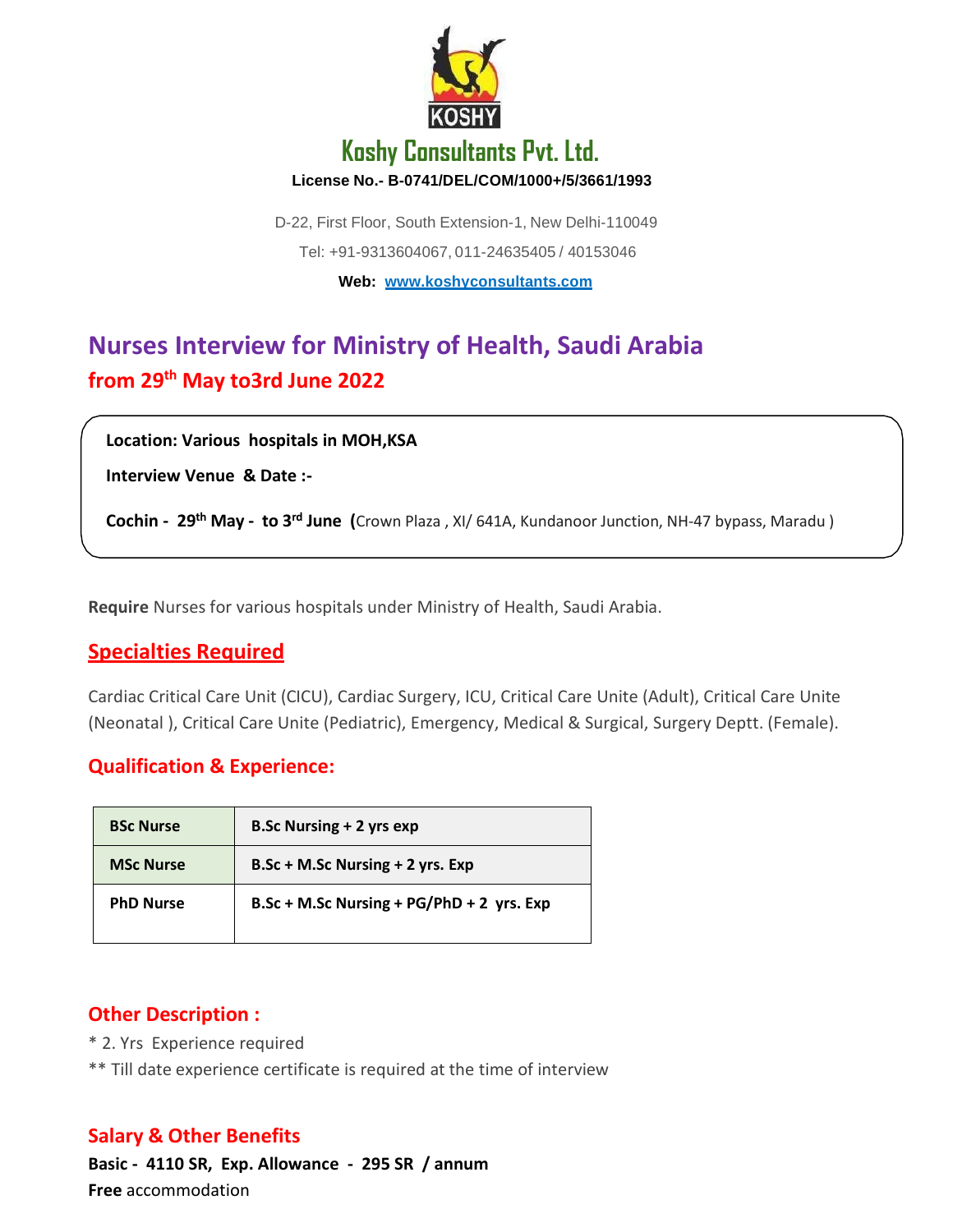# Koshy Consultants Pvt. Ltd.

**License No.- B-0741/DEL/COM/1000+/5/3661/1993**

D-22, First Floor, South Extension-1, New Delhi-110049

Tel: +91-9313604067, 011-24635405 / 40153046

**Web: [www.koshyconsultants.com](http://www.koshyconsultants.com)**

## Nurses Interview for Ministry of Health, Saudi Arabia

### from 29th May to3rd June 2022

**Location: Various hospitals in MOH,KSA**

**Interview Venue & Date :-**

**Cochin - 29th May - to 3rd June (**Crown Plaza , XI/ 641A, Kundanoor Junction, NH-47 bypass, Maradu )

**Require** Nurses for various hospitals under Ministry of Health, Saudi Arabia.

### Specialties Required

Cardiac Critical Care Unit (CICU), Cardiac Surgery, ICU, Critical Care Unite (Adult), Critical Care Unite (Neonatal ), Critical Care Unite (Pediatric), Emergency, Medical & Surgical, Surgery Deptt. (Female).

### Qualification & Experience:

| | |
|---|---|
| **BSc Nurse** | **B.Sc Nursing + 2 yrs exp** |
| **MSc Nurse** | **B.Sc + M.Sc Nursing + 2 yrs. Exp** |
| **PhD Nurse** | **B.Sc + M.Sc Nursing + PG/PhD + 2 yrs. Exp** |

### Other Description :

* 2. Yrs Experience required

** Till date experience certificate is required at the time of interview

### Salary & Other Benefits

**Basic - 4110 SR, Exp. Allowance - 295 SR / annum**

**Free** accommodation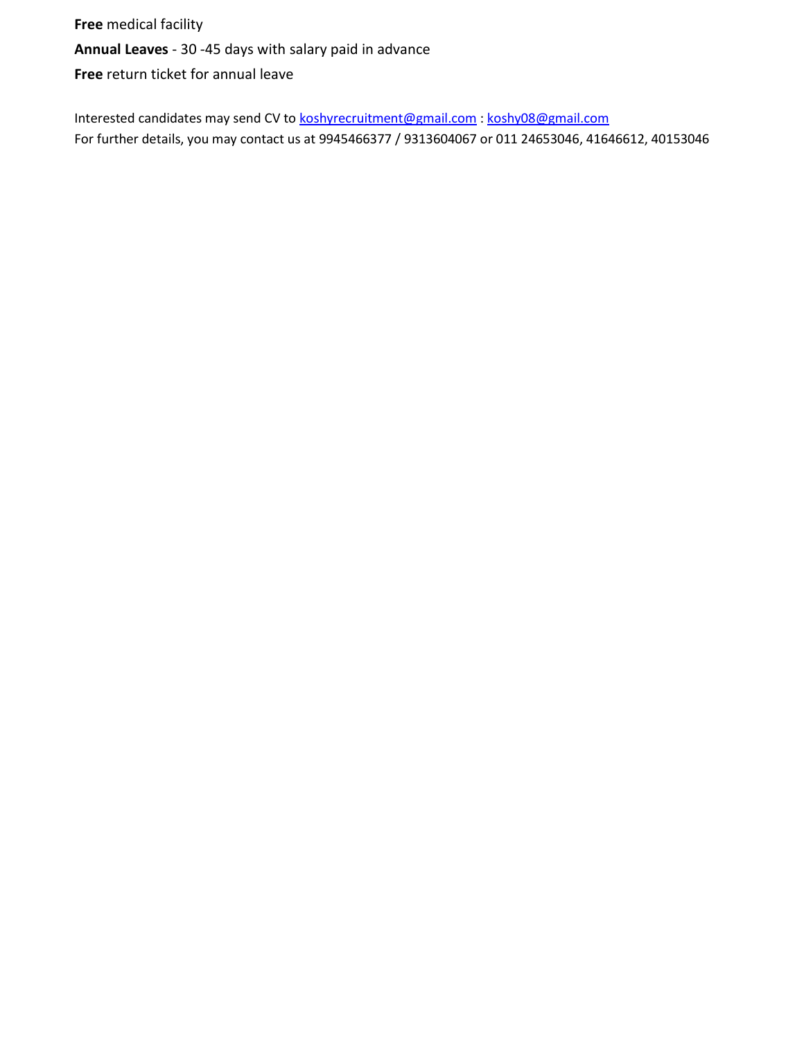**Free** medical facility

**Annual Leaves** - 30 -45 days with salary paid in advance

**Free** return ticket for annual leave

Interested candidates may send CV to koshyrecruitment@gmail.com : koshy08@gmail.com
For further details, you may contact us at 9945466377 / 9313604067 or 011 24653046, 41646612, 40153046